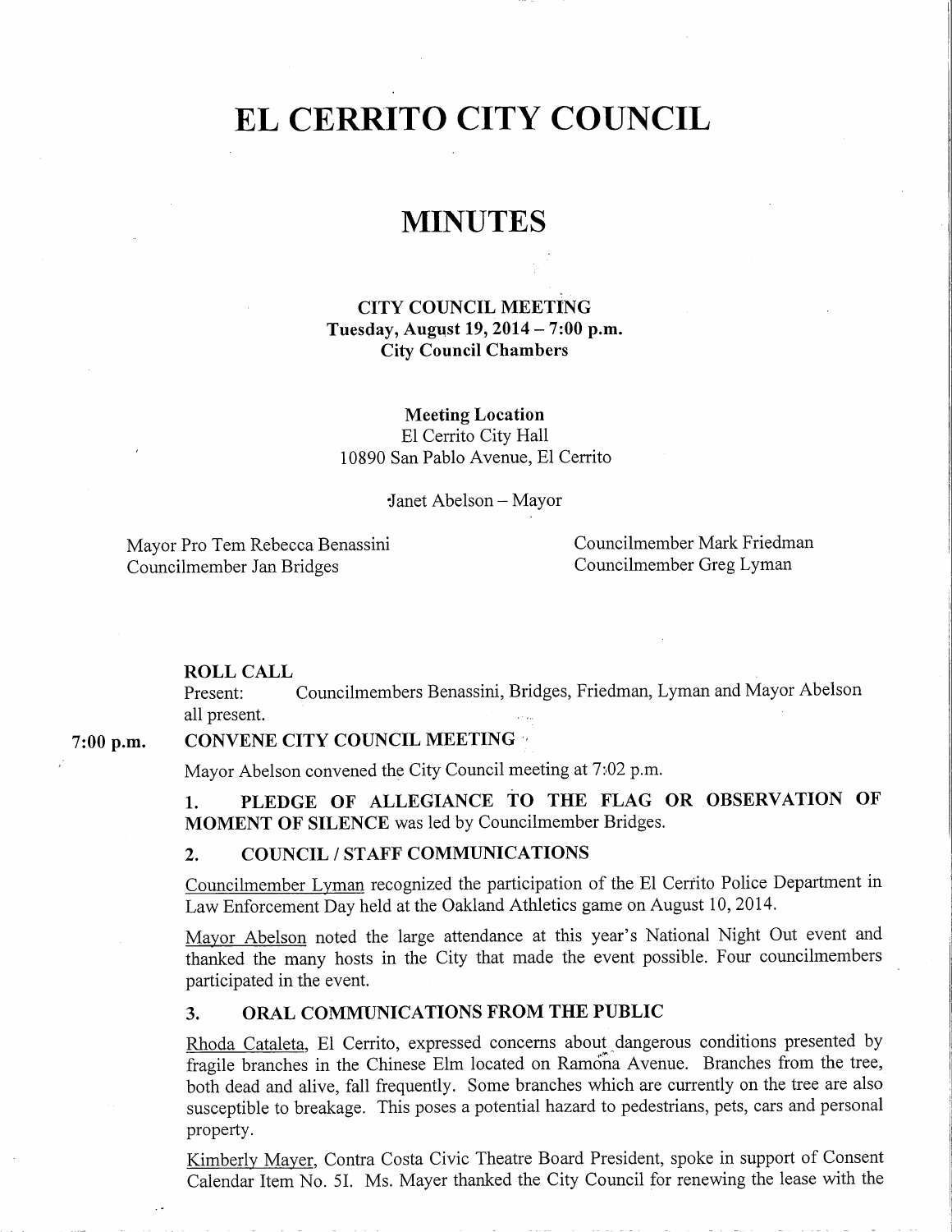# EL CERRITO CITY COUNCIL

# MINUTES

**CITY COUNCIL MEETING**
**Tuesday, August 19, 2014 – 7:00 p.m.**
**City Council Chambers**

**Meeting Location**
El Cerrito City Hall
10890 San Pablo Avenue, El Cerrito

Janet Abelson – Mayor

Mayor Pro Tem Rebecca Benassini
Councilmember Jan Bridges
Councilmember Mark Friedman
Councilmember Greg Lyman

**ROLL CALL**
Present: Councilmembers Benassini, Bridges, Friedman, Lyman and Mayor Abelson all present.

**7:00 p.m. CONVENE CITY COUNCIL MEETING**

Mayor Abelson convened the City Council meeting at 7:02 p.m.

1. **PLEDGE OF ALLEGIANCE TO THE FLAG OR OBSERVATION OF MOMENT OF SILENCE** was led by Councilmember Bridges.

2. **COUNCIL / STAFF COMMUNICATIONS**

Councilmember Lyman recognized the participation of the El Cerrito Police Department in Law Enforcement Day held at the Oakland Athletics game on August 10, 2014.

Mayor Abelson noted the large attendance at this year's National Night Out event and thanked the many hosts in the City that made the event possible. Four councilmembers participated in the event.

3. **ORAL COMMUNICATIONS FROM THE PUBLIC**

Rhoda Cataleta, El Cerrito, expressed concerns about dangerous conditions presented by fragile branches in the Chinese Elm located on Ramona Avenue. Branches from the tree, both dead and alive, fall frequently. Some branches which are currently on the tree are also susceptible to breakage. This poses a potential hazard to pedestrians, pets, cars and personal property.

Kimberly Mayer, Contra Costa Civic Theatre Board President, spoke in support of Consent Calendar Item No. 5I. Ms. Mayer thanked the City Council for renewing the lease with the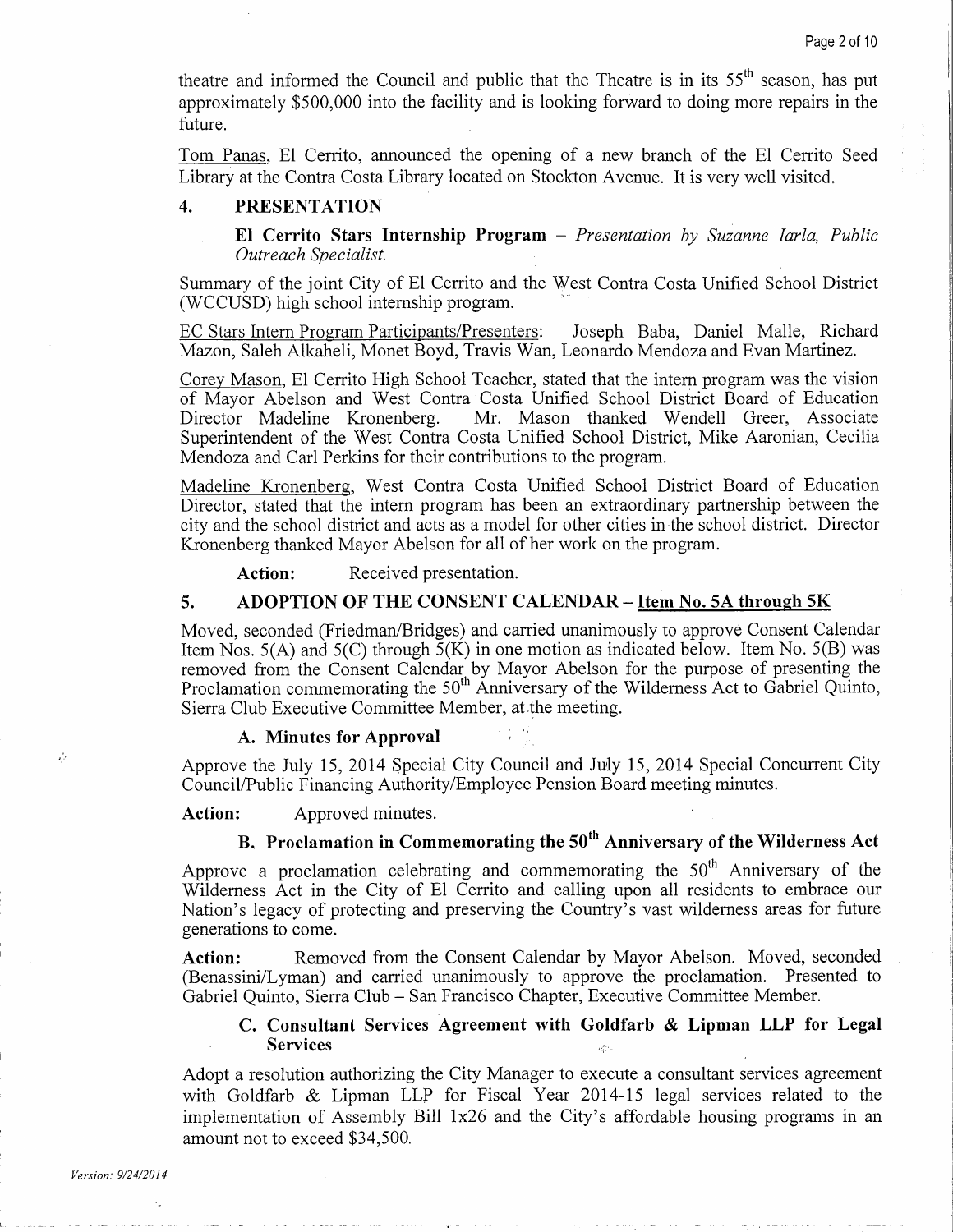theatre and informed the Council and public that the Theatre is in its 55th season, has put approximately $500,000 into the facility and is looking forward to doing more repairs in the future.

Tom Panas, El Cerrito, announced the opening of a new branch of the El Cerrito Seed Library at the Contra Costa Library located on Stockton Avenue. It is very well visited.

## 4. PRESENTATION

**El Cerrito Stars Internship Program** – *Presentation by Suzanne Iarla, Public Outreach Specialist.*

Summary of the joint City of El Cerrito and the West Contra Costa Unified School District (WCCUSD) high school internship program.

EC Stars Intern Program Participants/Presenters: Joseph Baba, Daniel Malle, Richard Mazon, Saleh Alkaheli, Monet Boyd, Travis Wan, Leonardo Mendoza and Evan Martinez.

Corey Mason, El Cerrito High School Teacher, stated that the intern program was the vision of Mayor Abelson and West Contra Costa Unified School District Board of Education Director Madeline Kronenberg. Mr. Mason thanked Wendell Greer, Associate Superintendent of the West Contra Costa Unified School District, Mike Aaronian, Cecilia Mendoza and Carl Perkins for their contributions to the program.

Madeline Kronenberg, West Contra Costa Unified School District Board of Education Director, stated that the intern program has been an extraordinary partnership between the city and the school district and acts as a model for other cities in the school district. Director Kronenberg thanked Mayor Abelson for all of her work on the program.

**Action:** Received presentation.

## 5. ADOPTION OF THE CONSENT CALENDAR – Item No. 5A through 5K

Moved, seconded (Friedman/Bridges) and carried unanimously to approve Consent Calendar Item Nos. 5(A) and 5(C) through 5(K) in one motion as indicated below. Item No. 5(B) was removed from the Consent Calendar by Mayor Abelson for the purpose of presenting the Proclamation commemorating the 50th Anniversary of the Wilderness Act to Gabriel Quinto, Sierra Club Executive Committee Member, at the meeting.

### A. Minutes for Approval

Approve the July 15, 2014 Special City Council and July 15, 2014 Special Concurrent City Council/Public Financing Authority/Employee Pension Board meeting minutes.

**Action:** Approved minutes.

### B. Proclamation in Commemorating the 50th Anniversary of the Wilderness Act

Approve a proclamation celebrating and commemorating the 50th Anniversary of the Wilderness Act in the City of El Cerrito and calling upon all residents to embrace our Nation's legacy of protecting and preserving the Country's vast wilderness areas for future generations to come.

**Action:** Removed from the Consent Calendar by Mayor Abelson. Moved, seconded (Benassini/Lyman) and carried unanimously to approve the proclamation. Presented to Gabriel Quinto, Sierra Club – San Francisco Chapter, Executive Committee Member.

### C. Consultant Services Agreement with Goldfarb & Lipman LLP for Legal Services

Adopt a resolution authorizing the City Manager to execute a consultant services agreement with Goldfarb & Lipman LLP for Fiscal Year 2014-15 legal services related to the implementation of Assembly Bill 1x26 and the City's affordable housing programs in an amount not to exceed $34,500.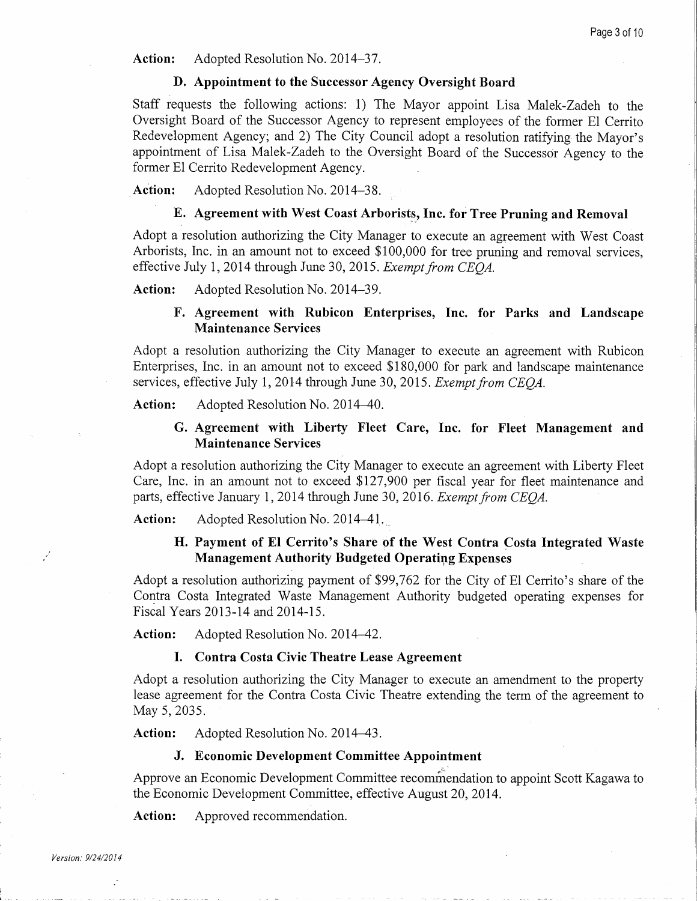**Action:** Adopted Resolution No. 2014–37.

### D. Appointment to the Successor Agency Oversight Board

Staff requests the following actions: 1) The Mayor appoint Lisa Malek-Zadeh to the Oversight Board of the Successor Agency to represent employees of the former El Cerrito Redevelopment Agency; and 2) The City Council adopt a resolution ratifying the Mayor's appointment of Lisa Malek-Zadeh to the Oversight Board of the Successor Agency to the former El Cerrito Redevelopment Agency.

**Action:** Adopted Resolution No. 2014–38.

### E. Agreement with West Coast Arborists, Inc. for Tree Pruning and Removal

Adopt a resolution authorizing the City Manager to execute an agreement with West Coast Arborists, Inc. in an amount not to exceed $100,000 for tree pruning and removal services, effective July 1, 2014 through June 30, 2015. *Exempt from CEQA.*

**Action:** Adopted Resolution No. 2014–39.

### F. Agreement with Rubicon Enterprises, Inc. for Parks and Landscape Maintenance Services

Adopt a resolution authorizing the City Manager to execute an agreement with Rubicon Enterprises, Inc. in an amount not to exceed $180,000 for park and landscape maintenance services, effective July 1, 2014 through June 30, 2015. *Exempt from CEQA.*

**Action:** Adopted Resolution No. 2014–40.

### G. Agreement with Liberty Fleet Care, Inc. for Fleet Management and Maintenance Services

Adopt a resolution authorizing the City Manager to execute an agreement with Liberty Fleet Care, Inc. in an amount not to exceed $127,900 per fiscal year for fleet maintenance and parts, effective January 1, 2014 through June 30, 2016. *Exempt from CEQA.*

**Action:** Adopted Resolution No. 2014–41.

### H. Payment of El Cerrito's Share of the West Contra Costa Integrated Waste Management Authority Budgeted Operating Expenses

Adopt a resolution authorizing payment of $99,762 for the City of El Cerrito's share of the Contra Costa Integrated Waste Management Authority budgeted operating expenses for Fiscal Years 2013-14 and 2014-15.

**Action:** Adopted Resolution No. 2014–42.

### I. Contra Costa Civic Theatre Lease Agreement

Adopt a resolution authorizing the City Manager to execute an amendment to the property lease agreement for the Contra Costa Civic Theatre extending the term of the agreement to May 5, 2035.

**Action:** Adopted Resolution No. 2014–43.

### J. Economic Development Committee Appointment

Approve an Economic Development Committee recommendation to appoint Scott Kagawa to the Economic Development Committee, effective August 20, 2014.

**Action:** Approved recommendation.

*Version: 9/24/2014*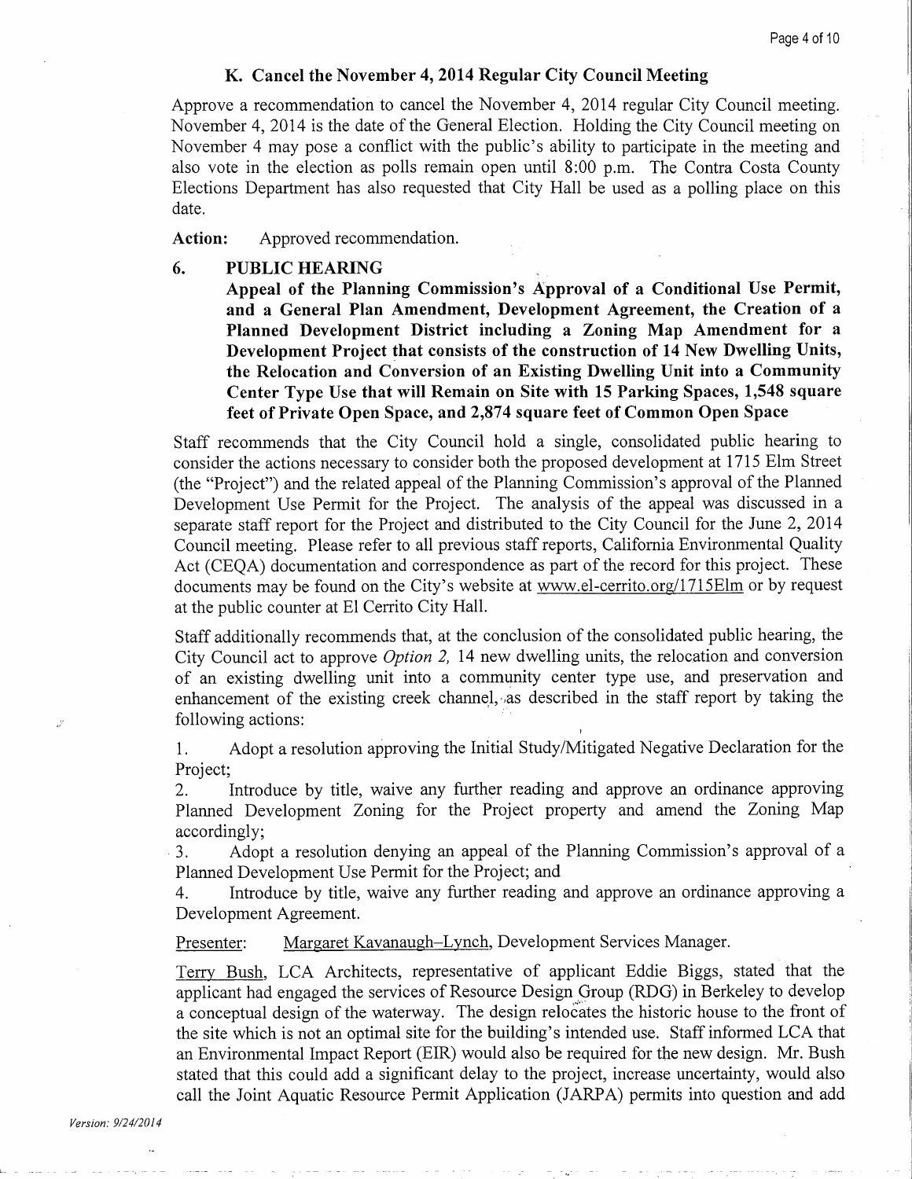### K. Cancel the November 4, 2014 Regular City Council Meeting

Approve a recommendation to cancel the November 4, 2014 regular City Council meeting. November 4, 2014 is the date of the General Election. Holding the City Council meeting on November 4 may pose a conflict with the public's ability to participate in the meeting and also vote in the election as polls remain open until 8:00 p.m. The Contra Costa County Elections Department has also requested that City Hall be used as a polling place on this date.

**Action:** Approved recommendation.

## 6. PUBLIC HEARING

**Appeal of the Planning Commission's Approval of a Conditional Use Permit, and a General Plan Amendment, Development Agreement, the Creation of a Planned Development District including a Zoning Map Amendment for a Development Project that consists of the construction of 14 New Dwelling Units, the Relocation and Conversion of an Existing Dwelling Unit into a Community Center Type Use that will Remain on Site with 15 Parking Spaces, 1,548 square feet of Private Open Space, and 2,874 square feet of Common Open Space**

Staff recommends that the City Council hold a single, consolidated public hearing to consider the actions necessary to consider both the proposed development at 1715 Elm Street (the "Project") and the related appeal of the Planning Commission's approval of the Planned Development Use Permit for the Project. The analysis of the appeal was discussed in a separate staff report for the Project and distributed to the City Council for the June 2, 2014 Council meeting. Please refer to all previous staff reports, California Environmental Quality Act (CEQA) documentation and correspondence as part of the record for this project. These documents may be found on the City's website at www.el-cerrito.org/1715Elm or by request at the public counter at El Cerrito City Hall.

Staff additionally recommends that, at the conclusion of the consolidated public hearing, the City Council act to approve *Option 2,* 14 new dwelling units, the relocation and conversion of an existing dwelling unit into a community center type use, and preservation and enhancement of the existing creek channel, as described in the staff report by taking the following actions:

1. Adopt a resolution approving the Initial Study/Mitigated Negative Declaration for the Project;
2. Introduce by title, waive any further reading and approve an ordinance approving Planned Development Zoning for the Project property and amend the Zoning Map accordingly;
3. Adopt a resolution denying an appeal of the Planning Commission's approval of a Planned Development Use Permit for the Project; and
4. Introduce by title, waive any further reading and approve an ordinance approving a Development Agreement.

Presenter: Margaret Kavanaugh–Lynch, Development Services Manager.

Terry Bush, LCA Architects, representative of applicant Eddie Biggs, stated that the applicant had engaged the services of Resource Design Group (RDG) in Berkeley to develop a conceptual design of the waterway. The design relocates the historic house to the front of the site which is not an optimal site for the building's intended use. Staff informed LCA that an Environmental Impact Report (EIR) would also be required for the new design. Mr. Bush stated that this could add a significant delay to the project, increase uncertainty, would also call the Joint Aquatic Resource Permit Application (JARPA) permits into question and add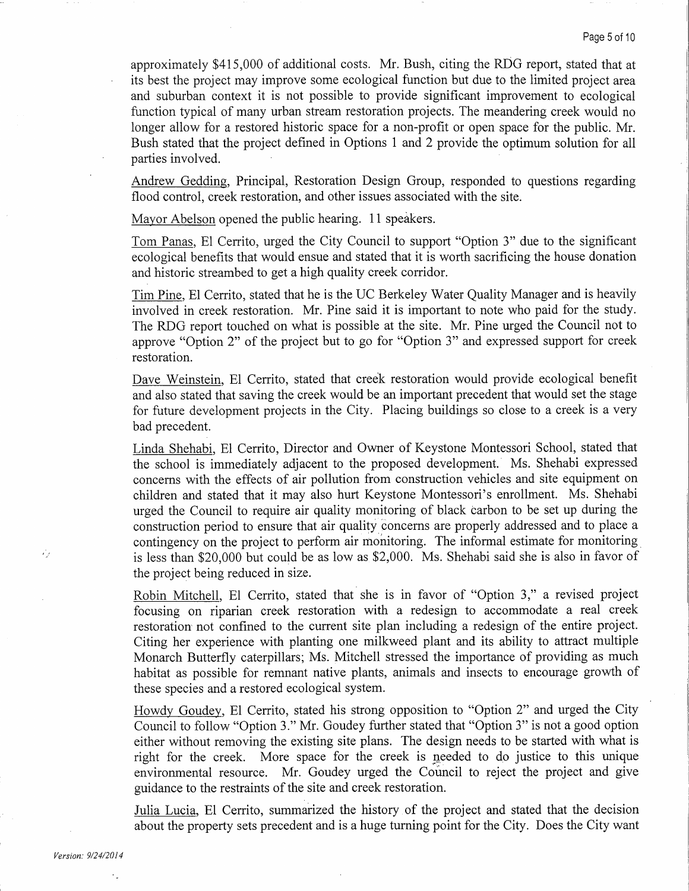approximately $415,000 of additional costs. Mr. Bush, citing the RDG report, stated that at its best the project may improve some ecological function but due to the limited project area and suburban context it is not possible to provide significant improvement to ecological function typical of many urban stream restoration projects. The meandering creek would no longer allow for a restored historic space for a non-profit or open space for the public. Mr. Bush stated that the project defined in Options 1 and 2 provide the optimum solution for all parties involved.

Andrew Gedding, Principal, Restoration Design Group, responded to questions regarding flood control, creek restoration, and other issues associated with the site.

Mayor Abelson opened the public hearing. 11 speakers.

Tom Panas, El Cerrito, urged the City Council to support "Option 3" due to the significant ecological benefits that would ensue and stated that it is worth sacrificing the house donation and historic streambed to get a high quality creek corridor.

Tim Pine, El Cerrito, stated that he is the UC Berkeley Water Quality Manager and is heavily involved in creek restoration. Mr. Pine said it is important to note who paid for the study. The RDG report touched on what is possible at the site. Mr. Pine urged the Council not to approve "Option 2" of the project but to go for "Option 3" and expressed support for creek restoration.

Dave Weinstein, El Cerrito, stated that creek restoration would provide ecological benefit and also stated that saving the creek would be an important precedent that would set the stage for future development projects in the City. Placing buildings so close to a creek is a very bad precedent.

Linda Shehabi, El Cerrito, Director and Owner of Keystone Montessori School, stated that the school is immediately adjacent to the proposed development. Ms. Shehabi expressed concerns with the effects of air pollution from construction vehicles and site equipment on children and stated that it may also hurt Keystone Montessori's enrollment. Ms. Shehabi urged the Council to require air quality monitoring of black carbon to be set up during the construction period to ensure that air quality concerns are properly addressed and to place a contingency on the project to perform air monitoring. The informal estimate for monitoring is less than $20,000 but could be as low as $2,000. Ms. Shehabi said she is also in favor of the project being reduced in size.

Robin Mitchell, El Cerrito, stated that she is in favor of "Option 3," a revised project focusing on riparian creek restoration with a redesign to accommodate a real creek restoration not confined to the current site plan including a redesign of the entire project. Citing her experience with planting one milkweed plant and its ability to attract multiple Monarch Butterfly caterpillars; Ms. Mitchell stressed the importance of providing as much habitat as possible for remnant native plants, animals and insects to encourage growth of these species and a restored ecological system.

Howdy Goudey, El Cerrito, stated his strong opposition to "Option 2" and urged the City Council to follow "Option 3." Mr. Goudey further stated that "Option 3" is not a good option either without removing the existing site plans. The design needs to be started with what is right for the creek. More space for the creek is needed to do justice to this unique environmental resource. Mr. Goudey urged the Council to reject the project and give guidance to the restraints of the site and creek restoration.

Julia Lucia, El Cerrito, summarized the history of the project and stated that the decision about the property sets precedent and is a huge turning point for the City. Does the City want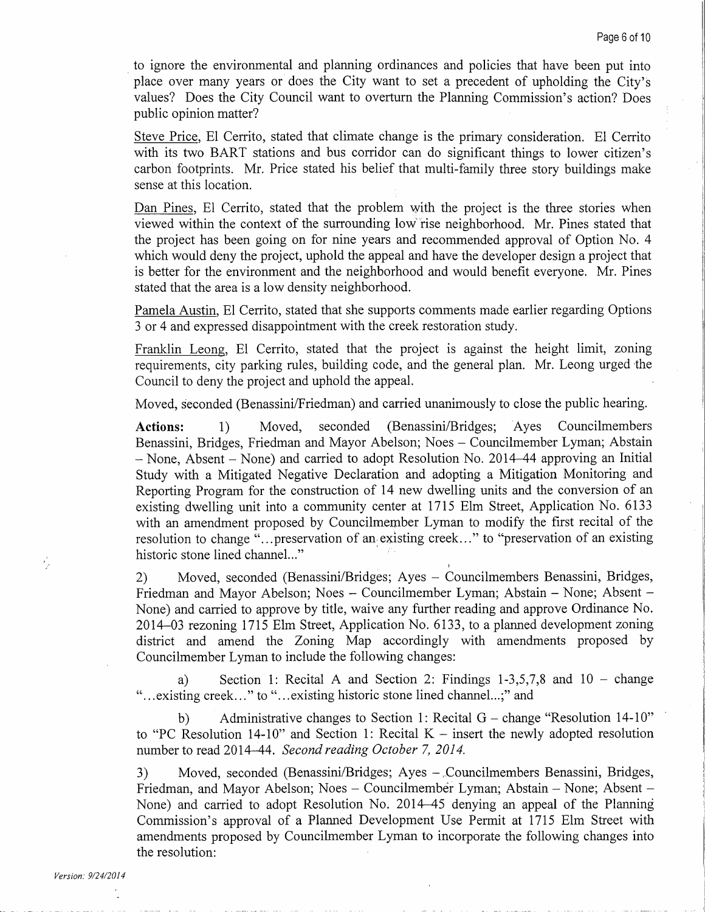to ignore the environmental and planning ordinances and policies that have been put into place over many years or does the City want to set a precedent of upholding the City's values? Does the City Council want to overturn the Planning Commission's action? Does public opinion matter?

Steve Price, El Cerrito, stated that climate change is the primary consideration. El Cerrito with its two BART stations and bus corridor can do significant things to lower citizen's carbon footprints. Mr. Price stated his belief that multi-family three story buildings make sense at this location.

Dan Pines, El Cerrito, stated that the problem with the project is the three stories when viewed within the context of the surrounding low rise neighborhood. Mr. Pines stated that the project has been going on for nine years and recommended approval of Option No. 4 which would deny the project, uphold the appeal and have the developer design a project that is better for the environment and the neighborhood and would benefit everyone. Mr. Pines stated that the area is a low density neighborhood.

Pamela Austin, El Cerrito, stated that she supports comments made earlier regarding Options 3 or 4 and expressed disappointment with the creek restoration study.

Franklin Leong, El Cerrito, stated that the project is against the height limit, zoning requirements, city parking rules, building code, and the general plan. Mr. Leong urged the Council to deny the project and uphold the appeal.

Moved, seconded (Benassini/Friedman) and carried unanimously to close the public hearing.

**Actions:** 1) Moved, seconded (Benassini/Bridges; Ayes Councilmembers Benassini, Bridges, Friedman and Mayor Abelson; Noes – Councilmember Lyman; Abstain – None, Absent – None) and carried to adopt Resolution No. 2014–44 approving an Initial Study with a Mitigated Negative Declaration and adopting a Mitigation Monitoring and Reporting Program for the construction of 14 new dwelling units and the conversion of an existing dwelling unit into a community center at 1715 Elm Street, Application No. 6133 with an amendment proposed by Councilmember Lyman to modify the first recital of the resolution to change "...preservation of an existing creek..." to "preservation of an existing historic stone lined channel..."

2) Moved, seconded (Benassini/Bridges; Ayes – Councilmembers Benassini, Bridges, Friedman and Mayor Abelson; Noes – Councilmember Lyman; Abstain – None; Absent – None) and carried to approve by title, waive any further reading and approve Ordinance No. 2014–03 rezoning 1715 Elm Street, Application No. 6133, to a planned development zoning district and amend the Zoning Map accordingly with amendments proposed by Councilmember Lyman to include the following changes:

a) Section 1: Recital A and Section 2: Findings 1-3,5,7,8 and 10 – change "...existing creek..." to "...existing historic stone lined channel...;" and

b) Administrative changes to Section 1: Recital G – change "Resolution 14-10" to "PC Resolution 14-10" and Section 1: Recital K – insert the newly adopted resolution number to read 2014–44. *Second reading October 7, 2014.*

3) Moved, seconded (Benassini/Bridges; Ayes – Councilmembers Benassini, Bridges, Friedman, and Mayor Abelson; Noes – Councilmember Lyman; Abstain – None; Absent – None) and carried to adopt Resolution No. 2014–45 denying an appeal of the Planning Commission's approval of a Planned Development Use Permit at 1715 Elm Street with amendments proposed by Councilmember Lyman to incorporate the following changes into the resolution:

*Version: 9/24/2014*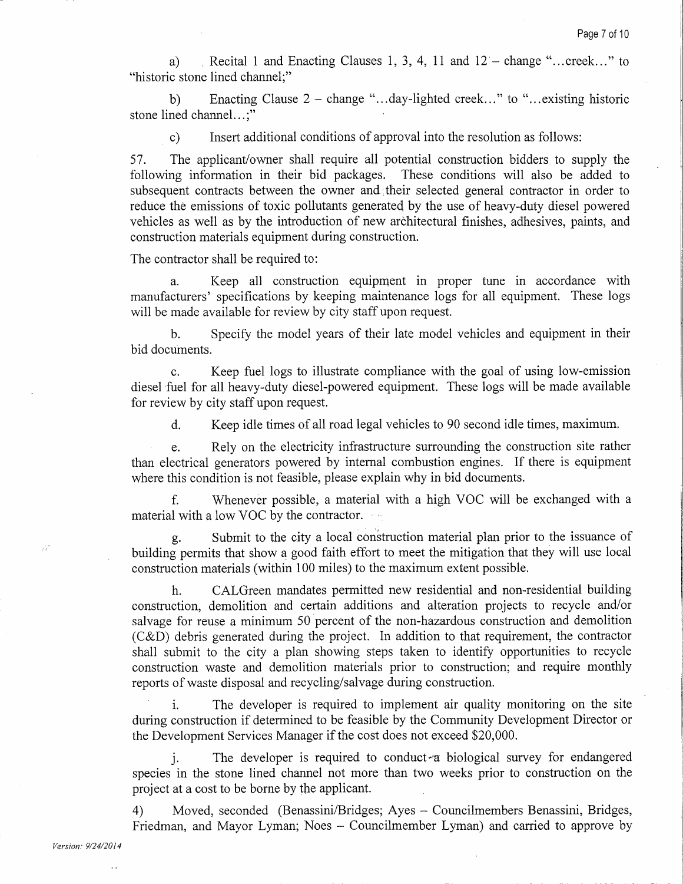a) Recital 1 and Enacting Clauses 1, 3, 4, 11 and 12 – change "...creek..." to "historic stone lined channel;"

b) Enacting Clause 2 – change "...day-lighted creek..." to "...existing historic stone lined channel...;"

c) Insert additional conditions of approval into the resolution as follows:

57. The applicant/owner shall require all potential construction bidders to supply the following information in their bid packages. These conditions will also be added to subsequent contracts between the owner and their selected general contractor in order to reduce the emissions of toxic pollutants generated by the use of heavy-duty diesel powered vehicles as well as by the introduction of new architectural finishes, adhesives, paints, and construction materials equipment during construction.

The contractor shall be required to:

a. Keep all construction equipment in proper tune in accordance with manufacturers' specifications by keeping maintenance logs for all equipment. These logs will be made available for review by city staff upon request.

b. Specify the model years of their late model vehicles and equipment in their bid documents.

c. Keep fuel logs to illustrate compliance with the goal of using low-emission diesel fuel for all heavy-duty diesel-powered equipment. These logs will be made available for review by city staff upon request.

d. Keep idle times of all road legal vehicles to 90 second idle times, maximum.

e. Rely on the electricity infrastructure surrounding the construction site rather than electrical generators powered by internal combustion engines. If there is equipment where this condition is not feasible, please explain why in bid documents.

f. Whenever possible, a material with a high VOC will be exchanged with a material with a low VOC by the contractor.

g. Submit to the city a local construction material plan prior to the issuance of building permits that show a good faith effort to meet the mitigation that they will use local construction materials (within 100 miles) to the maximum extent possible.

h. CALGreen mandates permitted new residential and non-residential building construction, demolition and certain additions and alteration projects to recycle and/or salvage for reuse a minimum 50 percent of the non-hazardous construction and demolition (C&D) debris generated during the project. In addition to that requirement, the contractor shall submit to the city a plan showing steps taken to identify opportunities to recycle construction waste and demolition materials prior to construction; and require monthly reports of waste disposal and recycling/salvage during construction.

i. The developer is required to implement air quality monitoring on the site during construction if determined to be feasible by the Community Development Director or the Development Services Manager if the cost does not exceed $20,000.

j. The developer is required to conduct a biological survey for endangered species in the stone lined channel not more than two weeks prior to construction on the project at a cost to be borne by the applicant.

4) Moved, seconded (Benassini/Bridges; Ayes – Councilmembers Benassini, Bridges, Friedman, and Mayor Lyman; Noes – Councilmember Lyman) and carried to approve by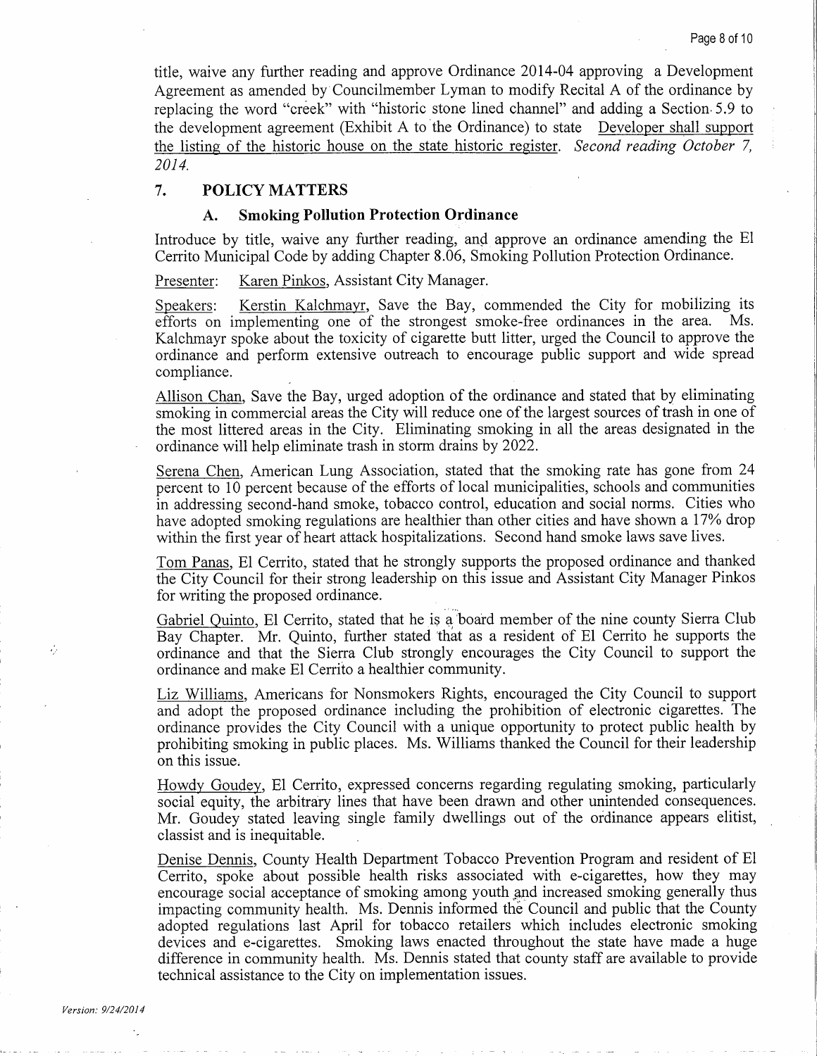title, waive any further reading and approve Ordinance 2014-04 approving a Development Agreement as amended by Councilmember Lyman to modify Recital A of the ordinance by replacing the word "creek" with "historic stone lined channel" and adding a Section 5.9 to the development agreement (Exhibit A to the Ordinance) to state <u>Developer shall support the listing of the historic house on the state historic register</u>. *Second reading October 7, 2014.*

## 7. POLICY MATTERS

### A. Smoking Pollution Protection Ordinance

Introduce by title, waive any further reading, and approve an ordinance amending the El Cerrito Municipal Code by adding Chapter 8.06, Smoking Pollution Protection Ordinance.

<u>Presenter</u>: <u>Karen Pinkos</u>, Assistant City Manager.

<u>Speakers</u>: <u>Kerstin Kalchmayr</u>, Save the Bay, commended the City for mobilizing its efforts on implementing one of the strongest smoke-free ordinances in the area. Ms. Kalchmayr spoke about the toxicity of cigarette butt litter, urged the Council to approve the ordinance and perform extensive outreach to encourage public support and wide spread compliance.

<u>Allison Chan</u>, Save the Bay, urged adoption of the ordinance and stated that by eliminating smoking in commercial areas the City will reduce one of the largest sources of trash in one of the most littered areas in the City. Eliminating smoking in all the areas designated in the ordinance will help eliminate trash in storm drains by 2022.

<u>Serena Chen</u>, American Lung Association, stated that the smoking rate has gone from 24 percent to 10 percent because of the efforts of local municipalities, schools and communities in addressing second-hand smoke, tobacco control, education and social norms. Cities who have adopted smoking regulations are healthier than other cities and have shown a 17% drop within the first year of heart attack hospitalizations. Second hand smoke laws save lives.

<u>Tom Panas</u>, El Cerrito, stated that he strongly supports the proposed ordinance and thanked the City Council for their strong leadership on this issue and Assistant City Manager Pinkos for writing the proposed ordinance.

<u>Gabriel Quinto</u>, El Cerrito, stated that he is a board member of the nine county Sierra Club Bay Chapter. Mr. Quinto, further stated that as a resident of El Cerrito he supports the ordinance and that the Sierra Club strongly encourages the City Council to support the ordinance and make El Cerrito a healthier community.

<u>Liz Williams</u>, Americans for Nonsmokers Rights, encouraged the City Council to support and adopt the proposed ordinance including the prohibition of electronic cigarettes. The ordinance provides the City Council with a unique opportunity to protect public health by prohibiting smoking in public places. Ms. Williams thanked the Council for their leadership on this issue.

<u>Howdy Goudey</u>, El Cerrito, expressed concerns regarding regulating smoking, particularly social equity, the arbitrary lines that have been drawn and other unintended consequences. Mr. Goudey stated leaving single family dwellings out of the ordinance appears elitist, classist and is inequitable.

<u>Denise Dennis</u>, County Health Department Tobacco Prevention Program and resident of El Cerrito, spoke about possible health risks associated with e-cigarettes, how they may encourage social acceptance of smoking among youth and increased smoking generally thus impacting community health. Ms. Dennis informed the Council and public that the County adopted regulations last April for tobacco retailers which includes electronic smoking devices and e-cigarettes. Smoking laws enacted throughout the state have made a huge difference in community health. Ms. Dennis stated that county staff are available to provide technical assistance to the City on implementation issues.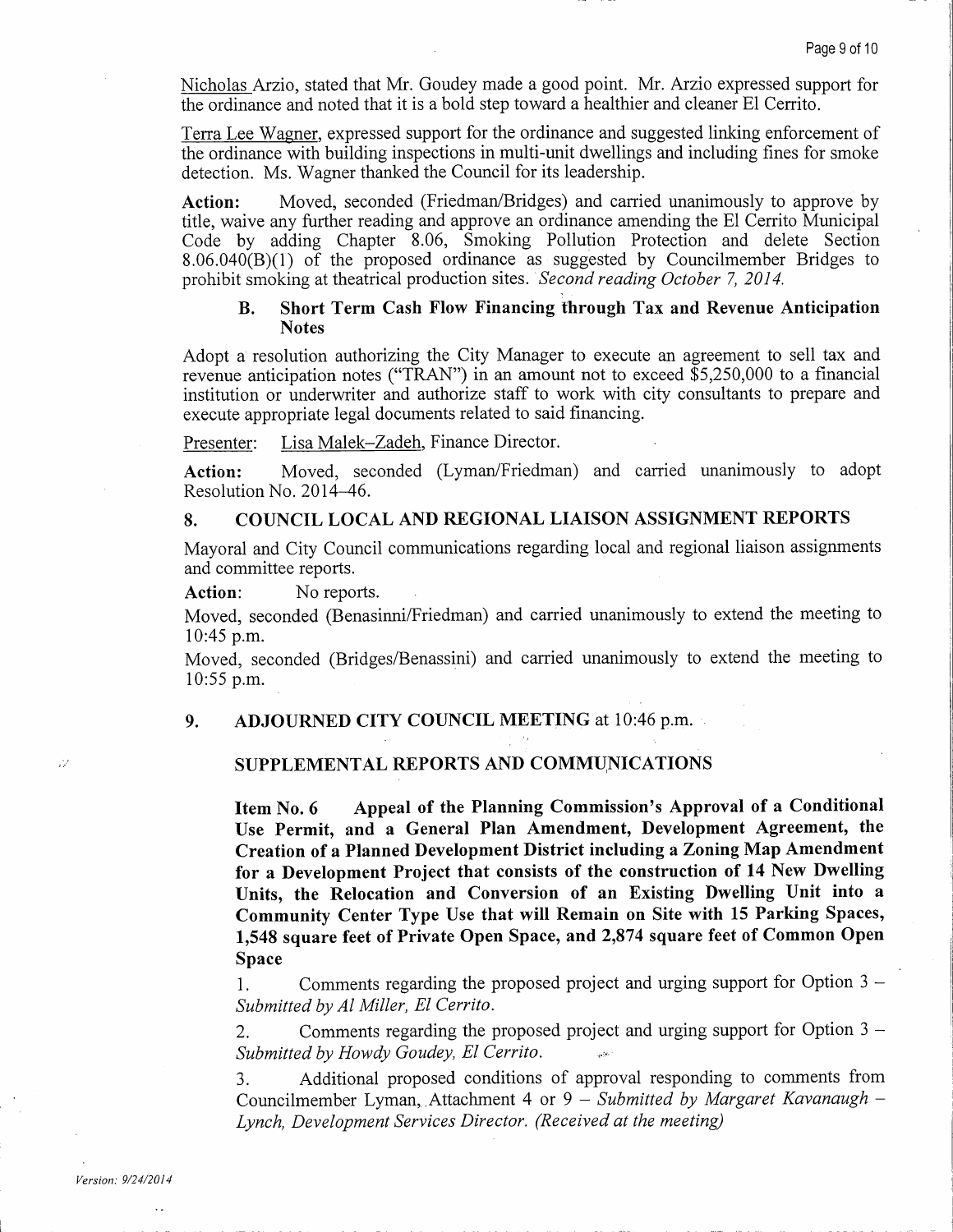<u>Nicholas Arzio</u>, stated that Mr. Goudey made a good point. Mr. Arzio expressed support for the ordinance and noted that it is a bold step toward a healthier and cleaner El Cerrito.

<u>Terra Lee Wagner</u>, expressed support for the ordinance and suggested linking enforcement of the ordinance with building inspections in multi-unit dwellings and including fines for smoke detection. Ms. Wagner thanked the Council for its leadership.

**Action:** Moved, seconded (Friedman/Bridges) and carried unanimously to approve by title, waive any further reading and approve an ordinance amending the El Cerrito Municipal Code by adding Chapter 8.06, Smoking Pollution Protection and delete Section 8.06.040(B)(1) of the proposed ordinance as suggested by Councilmember Bridges to prohibit smoking at theatrical production sites. *Second reading October 7, 2014.*

### B. Short Term Cash Flow Financing through Tax and Revenue Anticipation Notes

Adopt a resolution authorizing the City Manager to execute an agreement to sell tax and revenue anticipation notes ("TRAN") in an amount not to exceed $5,250,000 to a financial institution or underwriter and authorize staff to work with city consultants to prepare and execute appropriate legal documents related to said financing.

<u>Presenter</u>: <u>Lisa Malek–Zadeh</u>, Finance Director.

**Action:** Moved, seconded (Lyman/Friedman) and carried unanimously to adopt Resolution No. 2014–46.

## 8. COUNCIL LOCAL AND REGIONAL LIAISON ASSIGNMENT REPORTS

Mayoral and City Council communications regarding local and regional liaison assignments and committee reports.

**Action:** No reports.

Moved, seconded (Benasinni/Friedman) and carried unanimously to extend the meeting to 10:45 p.m.

Moved, seconded (Bridges/Benassini) and carried unanimously to extend the meeting to 10:55 p.m.

## 9. ADJOURNED CITY COUNCIL MEETING at 10:46 p.m.

## SUPPLEMENTAL REPORTS AND COMMUNICATIONS

**Item No. 6 Appeal of the Planning Commission's Approval of a Conditional Use Permit, and a General Plan Amendment, Development Agreement, the Creation of a Planned Development District including a Zoning Map Amendment for a Development Project that consists of the construction of 14 New Dwelling Units, the Relocation and Conversion of an Existing Dwelling Unit into a Community Center Type Use that will Remain on Site with 15 Parking Spaces, 1,548 square feet of Private Open Space, and 2,874 square feet of Common Open Space**

1. Comments regarding the proposed project and urging support for Option 3 – *Submitted by Al Miller, El Cerrito.*
2. Comments regarding the proposed project and urging support for Option 3 – *Submitted by Howdy Goudey, El Cerrito.*
3. Additional proposed conditions of approval responding to comments from Councilmember Lyman, Attachment 4 or 9 – *Submitted by Margaret Kavanaugh – Lynch, Development Services Director. (Received at the meeting)*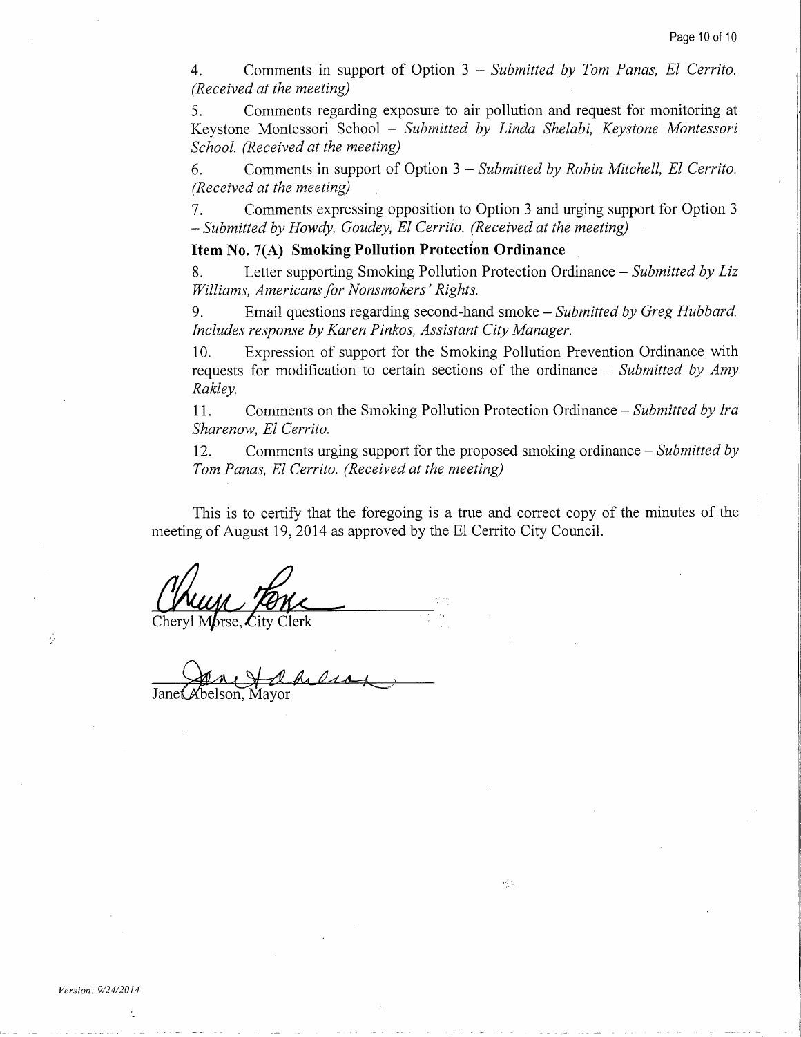4. Comments in support of Option 3 – *Submitted by Tom Panas, El Cerrito. (Received at the meeting)*

5. Comments regarding exposure to air pollution and request for monitoring at Keystone Montessori School – *Submitted by Linda Shelabi, Keystone Montessori School. (Received at the meeting)*

6. Comments in support of Option 3 – *Submitted by Robin Mitchell, El Cerrito. (Received at the meeting)*

7. Comments expressing opposition to Option 3 and urging support for Option 3 – *Submitted by Howdy, Goudey, El Cerrito. (Received at the meeting)*

**Item No. 7(A) Smoking Pollution Protection Ordinance**

8. Letter supporting Smoking Pollution Protection Ordinance – *Submitted by Liz Williams, Americans for Nonsmokers' Rights.*

9. Email questions regarding second-hand smoke – *Submitted by Greg Hubbard. Includes response by Karen Pinkos, Assistant City Manager.*

10. Expression of support for the Smoking Pollution Prevention Ordinance with requests for modification to certain sections of the ordinance – *Submitted by Amy Rakley.*

11. Comments on the Smoking Pollution Protection Ordinance – *Submitted by Ira Sharenow, El Cerrito.*

12. Comments urging support for the proposed smoking ordinance – *Submitted by Tom Panas, El Cerrito. (Received at the meeting)*

This is to certify that the foregoing is a true and correct copy of the minutes of the meeting of August 19, 2014 as approved by the El Cerrito City Council.

Cheryl Morse, City Clerk

Janet Abelson, Mayor

*Version: 9/24/2014*